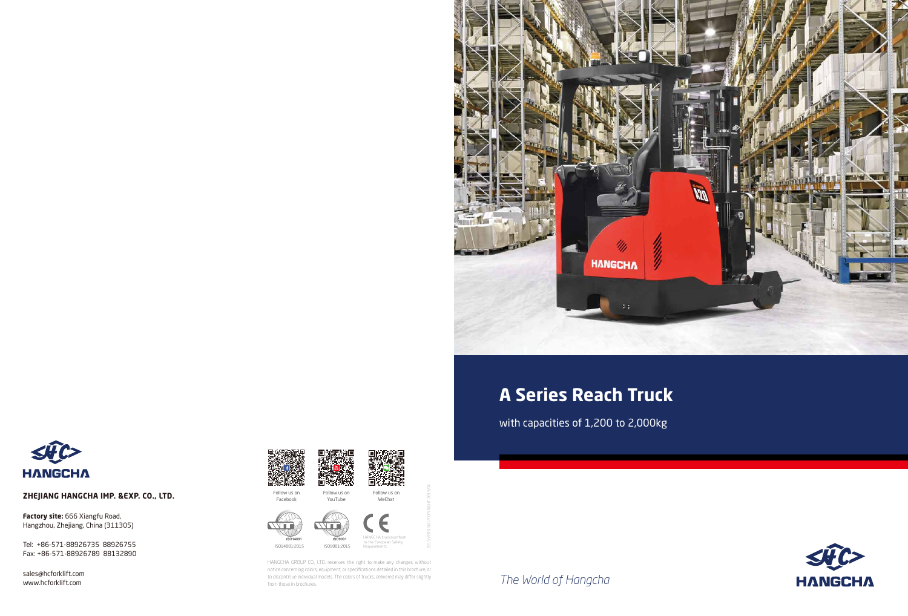# A Series Reach Truck

with capacities of 1,200 to 2,000kg

*The World of Hangcha*

HANGCHA

**ZHEJIANG HANGCHA IMP. &EXP. CO., LTD.**

**Factory site:** 666 Xiangfu Road, Hangzhou, Zhejiang, China (311305)

Tel: +86-571-88926735 88926755
Fax: +86-571-88926789 88132890

sales@hcforklift.com
www.hcforklift.com

Follow us on Facebook

Follow us on YouTube

Follow us on WeChat

ISO14001:2015

ISO9001:2015

HANGCHA trucks conform to the European Safety Requirements.

HANGCHA GROUP CO., LTD. reserves the right to make any changes without notice concerning colors, equipment, or specifications detailed in this brochure, or to discontinue individual models. The colors of trucks, delivered may differ slightly from those in brochures.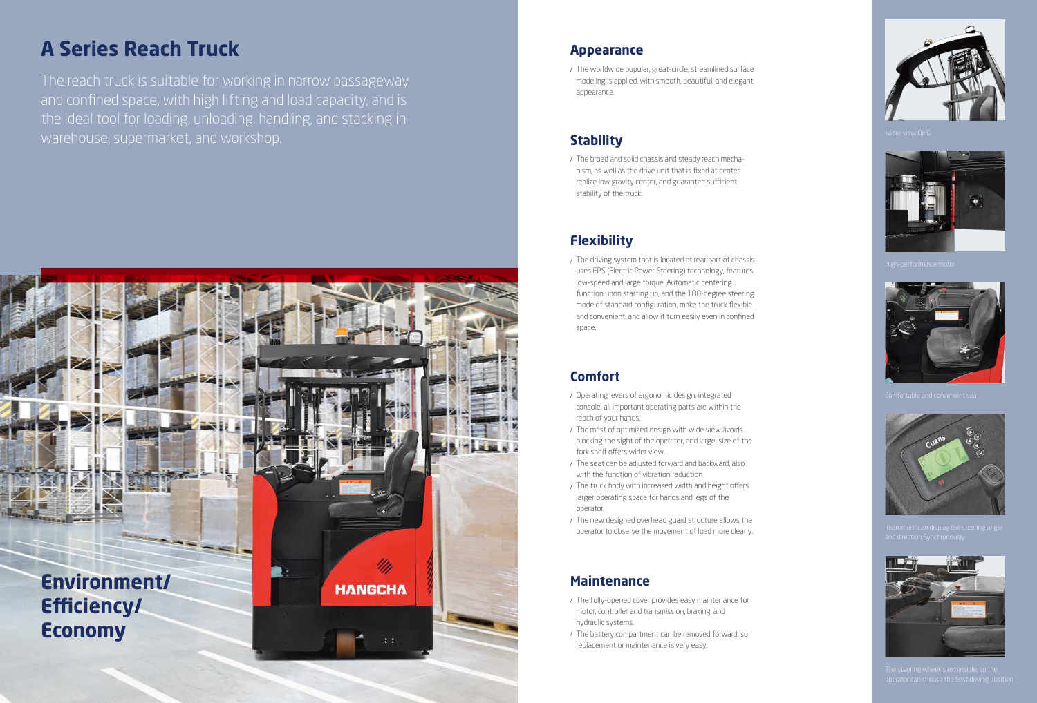# A Series Reach Truck

The reach truck is suitable for working in narrow passageway and confined space, with high lifting and load capacity, and is the ideal tool for loading, unloading, handling, and stacking in warehouse, supermarket, and workshop.

**Environment/ Efficiency/ Economy**

## Appearance

/ The worldwide popular, great-circle, streamlined surface modeling is applied, with smooth, beautiful, and elegant appearance.

## Stability

/ The broad and solid chassis and steady reach mechanism, as well as the drive unit that is fixed at center, realize low gravity center, and guarantee sufficient stability of the truck.

## Flexibility

/ The driving system that is located at rear part of chassis uses EPS (Electric Power Steering) technology, features low-speed and large torque. Automatic centering function upon starting up, and the 180-degree steering mode of standard configuration, make the truck flexible and convenient, and allow it turn easily even in confined space.

## Comfort

/ Operating levers of ergonomic design, integrated console, all important operating parts are within the reach of your hands.

/ The mast of optimized design with wide view avoids blocking the sight of the operator, and large size of the fork shelf offers wider view.

/ The seat can be adjusted forward and backward, also with the function of vibration reduction.

/ The truck body with increased width and height offers larger operating space for hands and legs of the operator.

/ The new designed overhead guard structure allows the operator to observe the movement of load more clearly.

## Maintenance

/ The fully-opened cover provides easy maintenance for motor, controller and transmission, braking, and hydraulic systems.

/ The battery compartment can be removed forward, so replacement or maintenance is very easy.

Wider view OHG

High-performance motor

Comfortable and convenient seat

Instrument can display the steering angle and direction Synchronously

The steering wheel is extensible, so the operator can choose the best driving position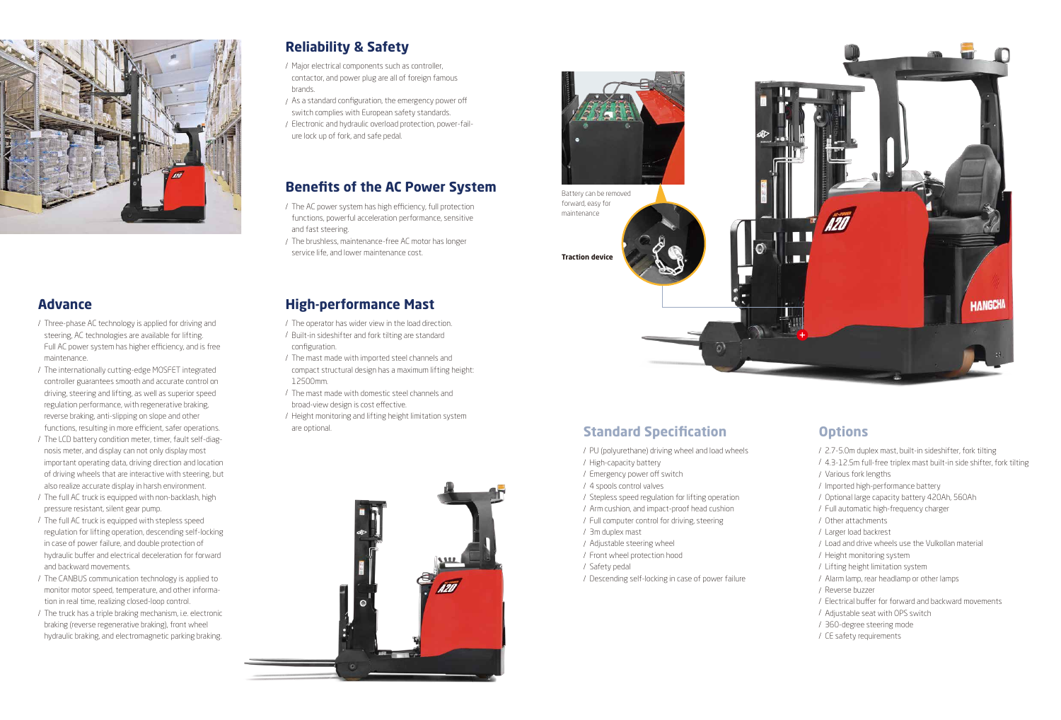## Reliability & Safety

- Major electrical components such as controller, contactor, and power plug are all of foreign famous brands.
- As a standard configuration, the emergency power off switch complies with European safety standards.
- Electronic and hydraulic overload protection, power-failure lock up of fork, and safe pedal.

## Benefits of the AC Power System

- The AC power system has high efficiency, full protection functions, powerful acceleration performance, sensitive and fast steering.
- The brushless, maintenance-free AC motor has longer service life, and lower maintenance cost.

## Advance

- Three-phase AC technology is applied for driving and steering, AC technologies are available for lifting. Full AC power system has higher efficiency, and is free maintenance.
- The internationally cutting-edge MOSFET integrated controller guarantees smooth and accurate control on driving, steering and lifting, as well as superior speed regulation performance, with regenerative braking, reverse braking, anti-slipping on slope and other functions, resulting in more efficient, safer operations.
- The LCD battery condition meter, timer, fault self-diagnosis meter, and display can not only display most important operating data, driving direction and location of driving wheels that are interactive with steering, but also realize accurate display in harsh environment.
- The full AC truck is equipped with non-backlash, high pressure resistant, silent gear pump.
- The full AC truck is equipped with stepless speed regulation for lifting operation, descending self-locking in case of power failure, and double protection of hydraulic buffer and electrical deceleration for forward and backward movements.
- The CANBUS communication technology is applied to monitor motor speed, temperature, and other information in real time, realizing closed-loop control.
- The truck has a triple braking mechanism, i.e. electronic braking (reverse regenerative braking), front wheel hydraulic braking, and electromagnetic parking braking.

## High-performance Mast

- The operator has wider view in the load direction.
- Built-in sideshifter and fork tilting are standard configuration.
- The mast made with imported steel channels and compact structural design has a maximum lifting height: 12500mm.
- The mast made with domestic steel channels and broad-view design is cost effective.
- Height monitoring and lifting height limitation system are optional.

Battery can be removed forward, easy for maintenance

**Traction device**

## Standard Specification

- PU (polyurethane) driving wheel and load wheels
- High-capacity battery
- Emergency power off switch
- 4 spools control valves
- Stepless speed regulation for lifting operation
- Arm cushion, and impact-proof head cushion
- Full computer control for driving, steering
- 3m duplex mast
- Adjustable steering wheel
- Front wheel protection hood
- Safety pedal
- Descending self-locking in case of power failure

## Options

- 2.7-5.0m duplex mast, built-in sideshifter, fork tilting
- 4.3-12.5m full-free triplex mast built-in side shifter, fork tilting
- Various fork lengths
- Imported high-performance battery
- Optional large capacity battery 420Ah, 560Ah
- Full automatic high-frequency charger
- Other attachments
- Larger load backrest
- Load and drive wheels use the Vulkollan material
- Height monitoring system
- Lifting height limitation system
- Alarm lamp, rear headlamp or other lamps
- Reverse buzzer
- Electrical buffer for forward and backward movements
- Adjustable seat with OPS switch
- 360-degree steering mode
- CE safety requirements